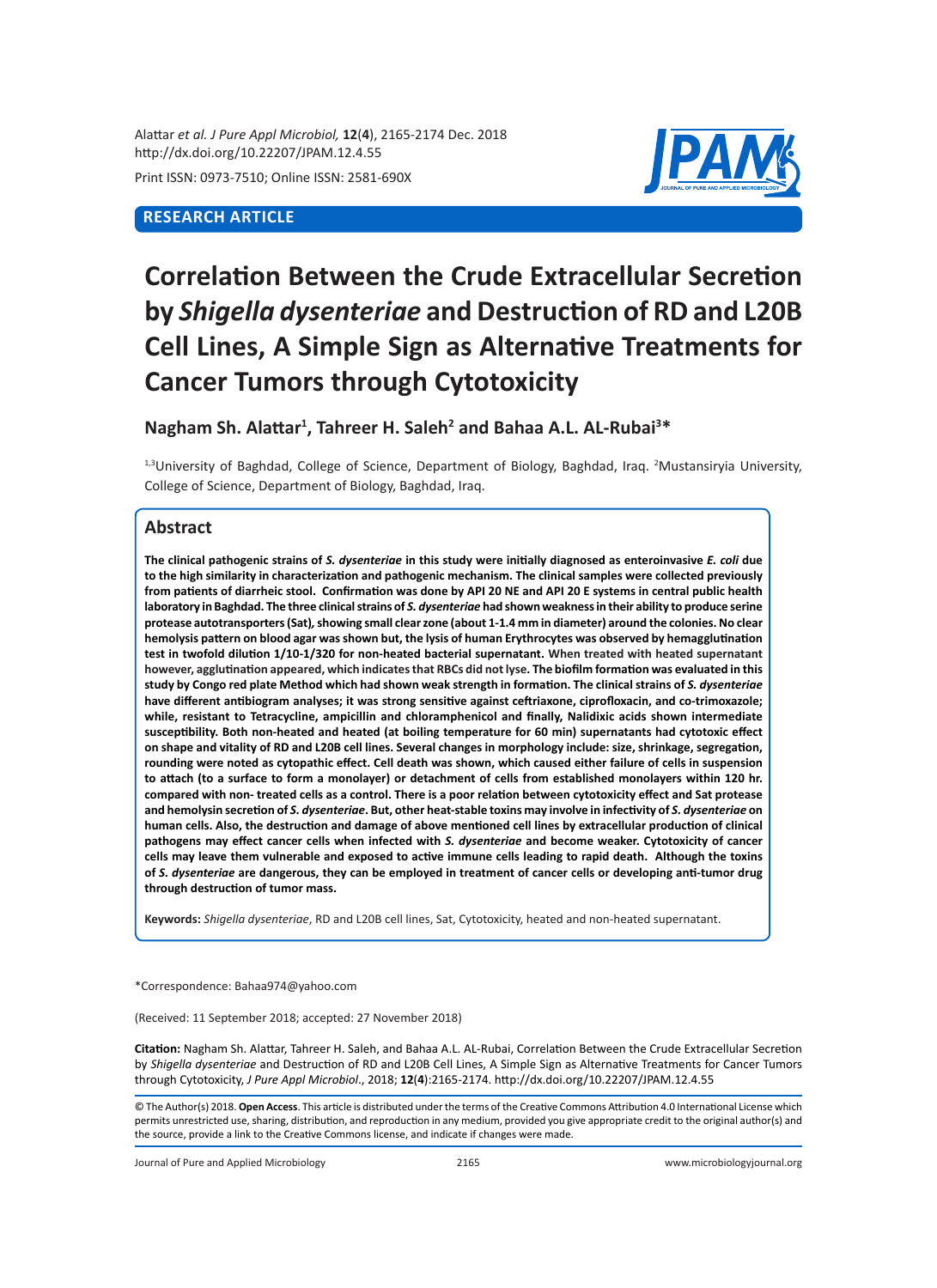**RESEARCH ARTICLE**

# Correlation Between the Crude Extracellular Secretion by *Shigella dysenteriae* and Destruction of RD and L20B Cell Lines, A Simple Sign as Alternative Treatments for Cancer Tumors through Cytotoxicity

**Nagham Sh. Alattar[1], Tahreer H. Saleh[2] and Bahaa A.L. AL-Rubai[3]***

[1,3]University of Baghdad, College of Science, Department of Biology, Baghdad, Iraq. [2]Mustansiryia University, College of Science, Department of Biology, Baghdad, Iraq.

## Abstract

**The clinical pathogenic strains of *S. dysenteriae* in this study were initially diagnosed as enteroinvasive *E. coli* due to the high similarity in characterization and pathogenic mechanism. The clinical samples were collected previously from patients of diarrheic stool. Confirmation was done by API 20 NE and API 20 E systems in central public health laboratory in Baghdad. The three clinical strains of *S. dysenteriae* had shown weakness in their ability to produce serine protease autotransporters (Sat), showing small clear zone (about 1-1.4 mm in diameter) around the colonies. No clear hemolysis pattern on blood agar was shown but, the lysis of human Erythrocytes was observed by hemagglutination test in twofold dilution 1/10-1/320 for non-heated bacterial supernatant. When treated with heated supernatant however, agglutination appeared, which indicates that RBCs did not lyse. The biofilm formation was evaluated in this study by Congo red plate Method which had shown weak strength in formation. The clinical strains of *S. dysenteriae* have different antibiogram analyses; it was strong sensitive against ceftriaxone, ciprofloxacin, and co-trimoxazole; while, resistant to Tetracycline, ampicillin and chloramphenicol and finally, Nalidixic acids shown intermediate susceptibility. Both non-heated and heated (at boiling temperature for 60 min) supernatants had cytotoxic effect on shape and vitality of RD and L20B cell lines. Several changes in morphology include: size, shrinkage, segregation, rounding were noted as cytopathic effect. Cell death was shown, which caused either failure of cells in suspension to attach (to a surface to form a monolayer) or detachment of cells from established monolayers within 120 hr. compared with non- treated cells as a control. There is a poor relation between cytotoxicity effect and Sat protease and hemolysin secretion of *S. dysenteriae*. But, other heat-stable toxins may involve in infectivity of *S. dysenteriae* on human cells. Also, the destruction and damage of above mentioned cell lines by extracellular production of clinical pathogens may effect cancer cells when infected with *S. dysenteriae* and become weaker. Cytotoxicity of cancer cells may leave them vulnerable and exposed to active immune cells leading to rapid death. Although the toxins of *S. dysenteriae* are dangerous, they can be employed in treatment of cancer cells or developing anti-tumor drug through destruction of tumor mass.**

**Keywords:** *Shigella dysenteriae*, RD and L20B cell lines, Sat, Cytotoxicity, heated and non-heated supernatant.

*Correspondence: Bahaa974@yahoo.com

(Received: 11 September 2018; accepted: 27 November 2018)

**Citation:** Nagham Sh. Alattar, Tahreer H. Saleh, and Bahaa A.L. AL-Rubai, Correlation Between the Crude Extracellular Secretion by *Shigella dysenteriae* and Destruction of RD and L20B Cell Lines, A Simple Sign as Alternative Treatments for Cancer Tumors through Cytotoxicity, *J Pure Appl Microbiol*., 2018; **12**(**4**):2165-2174. http://dx.doi.org/10.22207/JPAM.12.4.55

© The Author(s) 2018. **Open Access**. This article is distributed under the terms of the Creative Commons Attribution 4.0 International License which permits unrestricted use, sharing, distribution, and reproduction in any medium, provided you give appropriate credit to the original author(s) and the source, provide a link to the Creative Commons license, and indicate if changes were made.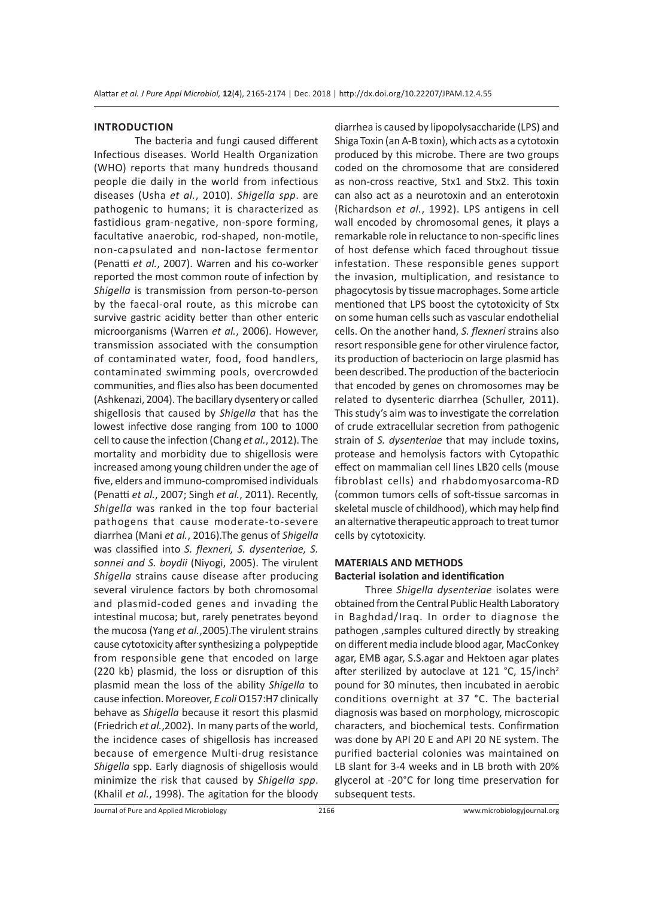## INTRODUCTION

The bacteria and fungi caused different Infectious diseases. World Health Organization (WHO) reports that many hundreds thousand people die daily in the world from infectious diseases (Usha *et al.*, 2010). *Shigella spp*. are pathogenic to humans; it is characterized as fastidious gram-negative, non-spore forming, facultative anaerobic, rod-shaped, non-motile, non-capsulated and non-lactose fermentor (Penatti *et al.*, 2007). Warren and his co-worker reported the most common route of infection by *Shigella* is transmission from person-to-person by the faecal-oral route, as this microbe can survive gastric acidity better than other enteric microorganisms (Warren *et al.*, 2006). However, transmission associated with the consumption of contaminated water, food, food handlers, contaminated swimming pools, overcrowded communities, and flies also has been documented (Ashkenazi, 2004). The bacillary dysentery or called shigellosis that caused by *Shigella* that has the lowest infective dose ranging from 100 to 1000 cell to cause the infection (Chang *et al.*, 2012). The mortality and morbidity due to shigellosis were increased among young children under the age of five, elders and immuno-compromised individuals (Penatti *et al.*, 2007; Singh *et al.*, 2011). Recently, *Shigella* was ranked in the top four bacterial pathogens that cause moderate-to-severe diarrhea (Mani *et al.*, 2016).The genus of *Shigella* was classified into *S. flexneri, S. dysenteriae, S. sonnei and S. boydii* (Niyogi, 2005). The virulent *Shigella* strains cause disease after producing several virulence factors by both chromosomal and plasmid-coded genes and invading the intestinal mucosa; but, rarely penetrates beyond the mucosa (Yang *et al.*,2005).The virulent strains cause cytotoxicity after synthesizing a polypeptide from responsible gene that encoded on large (220 kb) plasmid, the loss or disruption of this plasmid mean the loss of the ability *Shigella* to cause infection. Moreover, *E coli* O157:H7 clinically behave as *Shigella* because it resort this plasmid (Friedrich *et al.*,2002). In many parts of the world, the incidence cases of shigellosis has increased because of emergence Multi-drug resistance *Shigella* spp. Early diagnosis of shigellosis would minimize the risk that caused by *Shigella spp*. (Khalil *et al.*, 1998). The agitation for the bloody diarrhea is caused by lipopolysaccharide (LPS) and Shiga Toxin (an A-B toxin), which acts as a cytotoxin produced by this microbe. There are two groups coded on the chromosome that are considered as non-cross reactive, Stx1 and Stx2. This toxin can also act as a neurotoxin and an enterotoxin (Richardson *et al.*, 1992). LPS antigens in cell wall encoded by chromosomal genes, it plays a remarkable role in reluctance to non-specific lines of host defense which faced throughout tissue infestation. These responsible genes support the invasion, multiplication, and resistance to phagocytosis by tissue macrophages. Some article mentioned that LPS boost the cytotoxicity of Stx on some human cells such as vascular endothelial cells. On the another hand, *S. flexneri* strains also resort responsible gene for other virulence factor, its production of bacteriocin on large plasmid has been described. The production of the bacteriocin that encoded by genes on chromosomes may be related to dysenteric diarrhea (Schuller, 2011). This study's aim was to investigate the correlation of crude extracellular secretion from pathogenic strain of *S. dysenteriae* that may include toxins, protease and hemolysis factors with Cytopathic effect on mammalian cell lines LB20 cells (mouse fibroblast cells) and rhabdomyosarcoma-RD (common tumors cells of soft-tissue sarcomas in skeletal muscle of childhood), which may help find an alternative therapeutic approach to treat tumor cells by cytotoxicity.

## MATERIALS AND METHODS

### Bacterial isolation and identification

Three *Shigella dysenteriae* isolates were obtained from the Central Public Health Laboratory in Baghdad/Iraq. In order to diagnose the pathogen ,samples cultured directly by streaking on different media include blood agar, MacConkey agar, EMB agar, S.S.agar and Hektoen agar plates after sterilized by autoclave at 121 °C, 15/inch$^2$ pound for 30 minutes, then incubated in aerobic conditions overnight at 37 °C. The bacterial diagnosis was based on morphology, microscopic characters, and biochemical tests. Confirmation was done by API 20 E and API 20 NE system. The purified bacterial colonies was maintained on LB slant for 3-4 weeks and in LB broth with 20% glycerol at -20°C for long time preservation for subsequent tests.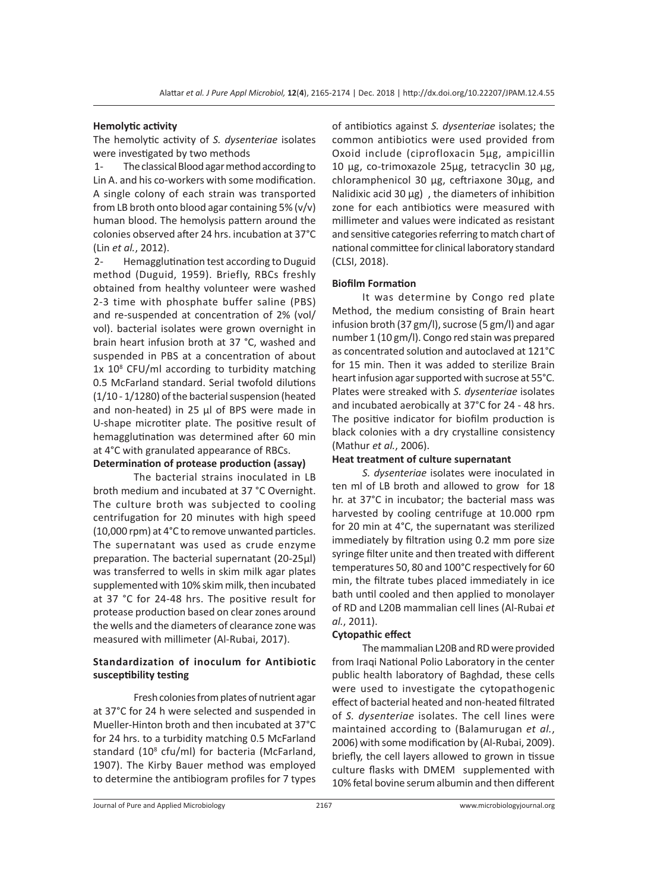**Hemolytic activity**

The hemolytic activity of *S. dysenteriae* isolates were investigated by two methods

1- The classical Blood agar method according to Lin A. and his co-workers with some modification. A single colony of each strain was transported from LB broth onto blood agar containing 5% (v/v) human blood. The hemolysis pattern around the colonies observed after 24 hrs. incubation at 37°C (Lin *et al.*, 2012).

2- Hemagglutination test according to Duguid method (Duguid, 1959). Briefly, RBCs freshly obtained from healthy volunteer were washed 2-3 time with phosphate buffer saline (PBS) and re-suspended at concentration of 2% (vol/vol). bacterial isolates were grown overnight in brain heart infusion broth at 37 °C, washed and suspended in PBS at a concentration of about $1x\ 10^8$ CFU/ml according to turbidity matching 0.5 McFarland standard. Serial twofold dilutions (1/10 - 1/1280) of the bacterial suspension (heated and non-heated) in 25 µl of BPS were made in U-shape microtiter plate. The positive result of hemagglutination was determined after 60 min at 4°C with granulated appearance of RBCs.

**Determination of protease production (assay)**

The bacterial strains inoculated in LB broth medium and incubated at 37 °C Overnight. The culture broth was subjected to cooling centrifugation for 20 minutes with high speed (10,000 rpm) at 4°C to remove unwanted particles. The supernatant was used as crude enzyme preparation. The bacterial supernatant (20-25µl) was transferred to wells in skim milk agar plates supplemented with 10% skim milk, then incubated at 37 °C for 24-48 hrs. The positive result for protease production based on clear zones around the wells and the diameters of clearance zone was measured with millimeter (Al-Rubai, 2017).

**Standardization of inoculum for Antibiotic susceptibility testing**

Fresh colonies from plates of nutrient agar at 37°C for 24 h were selected and suspended in Mueller-Hinton broth and then incubated at 37°C for 24 hrs. to a turbidity matching 0.5 McFarland standard ($10^8$ cfu/ml) for bacteria (McFarland, 1907). The Kirby Bauer method was employed to determine the antibiogram profiles for 7 types of antibiotics against *S. dysenteriae* isolates; the common antibiotics were used provided from Oxoid include (ciprofloxacin 5µg, ampicillin 10 µg, co-trimoxazole 25µg, tetracyclin 30 µg, chloramphenicol 30 µg, ceftriaxone 30µg, and Nalidixic acid 30 µg) , the diameters of inhibition zone for each antibiotics were measured with millimeter and values were indicated as resistant and sensitive categories referring to match chart of national committee for clinical laboratory standard (CLSI, 2018).

**Biofilm Formation**

It was determine by Congo red plate Method, the medium consisting of Brain heart infusion broth (37 gm/l), sucrose (5 gm/l) and agar number 1 (10 gm/l). Congo red stain was prepared as concentrated solution and autoclaved at 121°C for 15 min. Then it was added to sterilize Brain heart infusion agar supported with sucrose at 55°C. Plates were streaked with *S. dysenteriae* isolates and incubated aerobically at 37°C for 24 - 48 hrs. The positive indicator for biofilm production is black colonies with a dry crystalline consistency (Mathur *et al.*, 2006).

**Heat treatment of culture supernatant**

*S. dysenteriae* isolates were inoculated in ten ml of LB broth and allowed to grow for 18 hr. at 37°C in incubator; the bacterial mass was harvested by cooling centrifuge at 10.000 rpm for 20 min at 4°C, the supernatant was sterilized immediately by filtration using 0.2 mm pore size syringe filter unite and then treated with different temperatures 50, 80 and 100°C respectively for 60 min, the filtrate tubes placed immediately in ice bath until cooled and then applied to monolayer of RD and L20B mammalian cell lines (Al-Rubai *et al.*, 2011).

**Cytopathic effect**

The mammalian L20B and RD were provided from Iraqi National Polio Laboratory in the center public health laboratory of Baghdad, these cells were used to investigate the cytopathogenic effect of bacterial heated and non-heated filtrated of *S. dysenteriae* isolates. The cell lines were maintained according to (Balamurugan *et al.*, 2006) with some modification by (Al-Rubai, 2009). briefly, the cell layers allowed to grown in tissue culture flasks with DMEM supplemented with 10% fetal bovine serum albumin and then different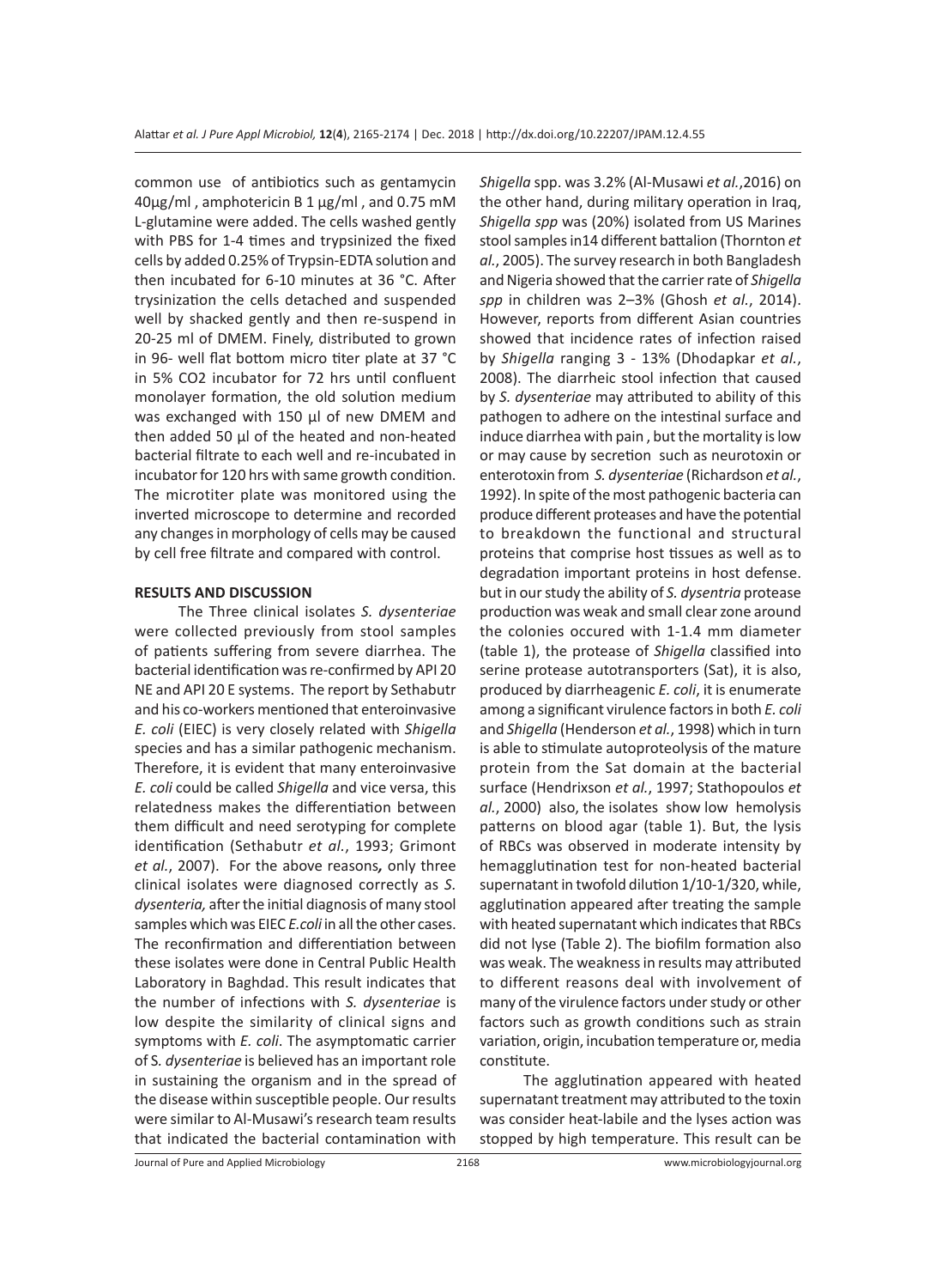common use of antibiotics such as gentamycin 40µg/ml , amphotericin B 1 µg/ml , and 0.75 mM L-glutamine were added. The cells washed gently with PBS for 1-4 times and trypsinized the fixed cells by added 0.25% of Trypsin-EDTA solution and then incubated for 6-10 minutes at 36 °C. After trysinization the cells detached and suspended well by shacked gently and then re-suspend in 20-25 ml of DMEM. Finely, distributed to grown in 96- well flat bottom micro titer plate at 37 °C in 5% CO2 incubator for 72 hrs until confluent monolayer formation, the old solution medium was exchanged with 150 µl of new DMEM and then added 50 µl of the heated and non-heated bacterial filtrate to each well and re-incubated in incubator for 120 hrs with same growth condition. The microtiter plate was monitored using the inverted microscope to determine and recorded any changes in morphology of cells may be caused by cell free filtrate and compared with control.

## RESULTS AND DISCUSSION

The Three clinical isolates *S. dysenteriae* were collected previously from stool samples of patients suffering from severe diarrhea. The bacterial identification was re-confirmed by API 20 NE and API 20 E systems. The report by Sethabutr and his co-workers mentioned that enteroinvasive *E. coli* (EIEC) is very closely related with *Shigella* species and has a similar pathogenic mechanism. Therefore, it is evident that many enteroinvasive *E. coli* could be called *Shigella* and vice versa, this relatedness makes the differentiation between them difficult and need serotyping for complete identification (Sethabutr *et al.*, 1993; Grimont *et al.*, 2007). For the above reasons**,** only three clinical isolates were diagnosed correctly as *S. dysenteria,* after the initial diagnosis of many stool samples which was EIEC *E.coli* in all the other cases. The reconfirmation and differentiation between these isolates were done in Central Public Health Laboratory in Baghdad. This result indicates that the number of infections with *S. dysenteriae* is low despite the similarity of clinical signs and symptoms with *E. coli*. The asymptomatic carrier of S*. dysenteriae* is believed has an important role in sustaining the organism and in the spread of the disease within susceptible people. Our results were similar to Al-Musawi's research team results that indicated the bacterial contamination with *Shigella* spp. was 3.2% (Al-Musawi *et al.*,2016) on the other hand, during military operation in Iraq, *Shigella spp* was (20%) isolated from US Marines stool samples in14 different battalion (Thornton *et al.*, 2005). The survey research in both Bangladesh and Nigeria showed that the carrier rate of *Shigella spp* in children was 2–3% (Ghosh *et al.*, 2014). However, reports from different Asian countries showed that incidence rates of infection raised by *Shigella* ranging 3 - 13% (Dhodapkar *et al.*, 2008). The diarrheic stool infection that caused by *S. dysenteriae* may attributed to ability of this pathogen to adhere on the intestinal surface and induce diarrhea with pain , but the mortality is low or may cause by secretion such as neurotoxin or enterotoxin from *S. dysenteriae* (Richardson *et al.*, 1992). In spite of the most pathogenic bacteria can produce different proteases and have the potential to breakdown the functional and structural proteins that comprise host tissues as well as to degradation important proteins in host defense. but in our study the ability of *S. dysentria* protease production was weak and small clear zone around the colonies occured with 1-1.4 mm diameter (table 1), the protease of *Shigella* classified into serine protease autotransporters (Sat), it is also, produced by diarrheagenic *E. coli*, it is enumerate among a significant virulence factors in both *E. coli* and *Shigella* (Henderson *et al.*, 1998) which in turn is able to stimulate autoproteolysis of the mature protein from the Sat domain at the bacterial surface (Hendrixson *et al.*, 1997; Stathopoulos *et al.*, 2000) also, the isolates show low hemolysis patterns on blood agar (table 1). But, the lysis of RBCs was observed in moderate intensity by hemagglutination test for non-heated bacterial supernatant in twofold dilution 1/10-1/320, while, agglutination appeared after treating the sample with heated supernatant which indicates that RBCs did not lyse (Table 2). The biofilm formation also was weak. The weakness in results may attributed to different reasons deal with involvement of many of the virulence factors under study or other factors such as growth conditions such as strain variation, origin, incubation temperature or, media constitute.

The agglutination appeared with heated supernatant treatment may attributed to the toxin was consider heat-labile and the lyses action was stopped by high temperature. This result can be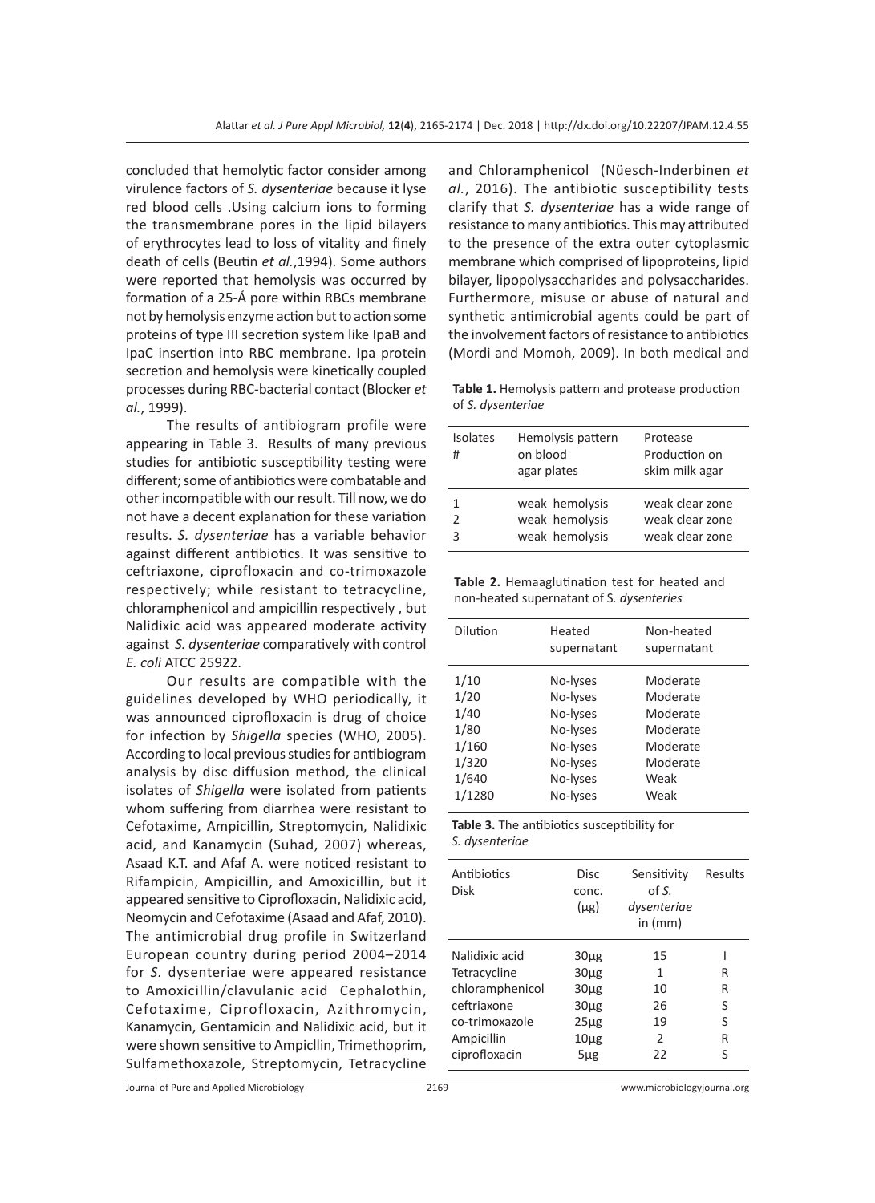concluded that hemolytic factor consider among virulence factors of *S. dysenteriae* because it lyse red blood cells .Using calcium ions to forming the transmembrane pores in the lipid bilayers of erythrocytes lead to loss of vitality and finely death of cells (Beutin *et al.*,1994). Some authors were reported that hemolysis was occurred by formation of a 25-Å pore within RBCs membrane not by hemolysis enzyme action but to action some proteins of type III secretion system like IpaB and IpaC insertion into RBC membrane. Ipa protein secretion and hemolysis were kinetically coupled processes during RBC-bacterial contact (Blocker *et al.*, 1999).

The results of antibiogram profile were appearing in Table 3. Results of many previous studies for antibiotic susceptibility testing were different; some of antibiotics were combatable and other incompatible with our result. Till now, we do not have a decent explanation for these variation results. *S. dysenteriae* has a variable behavior against different antibiotics. It was sensitive to ceftriaxone, ciprofloxacin and co-trimoxazole respectively; while resistant to tetracycline, chloramphenicol and ampicillin respectively , but Nalidixic acid was appeared moderate activity against *S. dysenteriae* comparatively with control *E. coli* ATCC 25922.

Our results are compatible with the guidelines developed by WHO periodically, it was announced ciprofloxacin is drug of choice for infection by *Shigella* species (WHO, 2005). According to local previous studies for antibiogram analysis by disc diffusion method, the clinical isolates of *Shigella* were isolated from patients whom suffering from diarrhea were resistant to Cefotaxime, Ampicillin, Streptomycin, Nalidixic acid, and Kanamycin (Suhad, 2007) whereas, Asaad K.T. and Afaf A. were noticed resistant to Rifampicin, Ampicillin, and Amoxicillin, but it appeared sensitive to Ciprofloxacin, Nalidixic acid, Neomycin and Cefotaxime (Asaad and Afaf, 2010). The antimicrobial drug profile in Switzerland European country during period 2004–2014 for *S.* dysenteriae were appeared resistance to Amoxicillin/clavulanic acid Cephalothin, Cefotaxime, Ciprofloxacin, Azithromycin, Kanamycin, Gentamicin and Nalidixic acid, but it were shown sensitive to Ampicllin, Trimethoprim, Sulfamethoxazole, Streptomycin, Tetracycline and Chloramphenicol (Nüesch-Inderbinen *et al.*, 2016). The antibiotic susceptibility tests clarify that *S. dysenteriae* has a wide range of resistance to many antibiotics. This may attributed to the presence of the extra outer cytoplasmic membrane which comprised of lipoproteins, lipid bilayer, lipopolysaccharides and polysaccharides. Furthermore, misuse or abuse of natural and synthetic antimicrobial agents could be part of the involvement factors of resistance to antibiotics (Mordi and Momoh, 2009). In both medical and

**Table 1.** Hemolysis pattern and protease production of *S. dysenteriae*

| Isolates # | Hemolysis pattern on blood agar plates | Protease Production on skim milk agar |
|---|---|---|
| 1 | weak hemolysis | weak clear zone |
| 2 | weak hemolysis | weak clear zone |
| 3 | weak hemolysis | weak clear zone |

**Table 2.** Hemaaglutination test for heated and non-heated supernatant of S*. dysenteries*

| Dilution | Heated supernatant | Non-heated supernatant |
|---|---|---|
| 1/10 | No-lyses | Moderate |
| 1/20 | No-lyses | Moderate |
| 1/40 | No-lyses | Moderate |
| 1/80 | No-lyses | Moderate |
| 1/160 | No-lyses | Moderate |
| 1/320 | No-lyses | Moderate |
| 1/640 | No-lyses | Weak |
| 1/1280 | No-lyses | Weak |

**Table 3.** The antibiotics susceptibility for *S. dysenteriae*

| Antibiotics Disk | Disc conc. (µg) | Sensitivity of *S. dysenteriae* in (mm) | Results |
|---|---|---|---|
| Nalidixic acid | 30µg | 15 | I |
| Tetracycline | 30µg | 1 | R |
| chloramphenicol | 30µg | 10 | R |
| ceftriaxone | 30µg | 26 | S |
| co-trimoxazole | 25µg | 19 | S |
| Ampicillin | 10µg | 2 | R |
| ciprofloxacin | 5µg | 22 | S |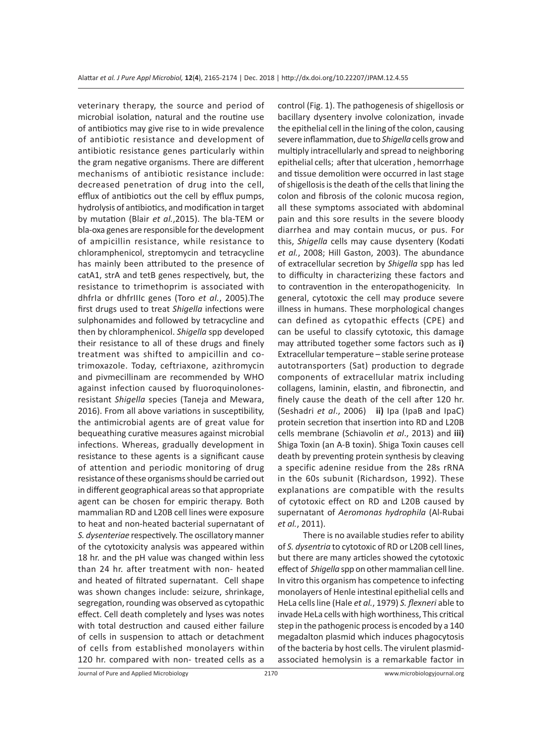veterinary therapy, the source and period of microbial isolation, natural and the routine use of antibiotics may give rise to in wide prevalence of antibiotic resistance and development of antibiotic resistance genes particularly within the gram negative organisms. There are different mechanisms of antibiotic resistance include: decreased penetration of drug into the cell, efflux of antibiotics out the cell by efflux pumps, hydrolysis of antibiotics, and modification in target by mutation (Blair *et al.*,2015). The bla-TEM or bla-oxa genes are responsible for the development of ampicillin resistance, while resistance to chloramphenicol, streptomycin and tetracycline has mainly been attributed to the presence of catA1, strA and tetB genes respectively, but, the resistance to trimethoprim is associated with dhfrIa or dhfrIIIc genes (Toro *et al.*, 2005).The first drugs used to treat *Shigella* infections were sulphonamides and followed by tetracycline and then by chloramphenicol. *Shigella* spp developed their resistance to all of these drugs and finely treatment was shifted to ampicillin and co-trimoxazole. Today, ceftriaxone, azithromycin and pivmecillinam are recommended by WHO against infection caused by fluoroquinolones-resistant *Shigella* species (Taneja and Mewara, 2016). From all above variations in susceptibility, the antimicrobial agents are of great value for bequeathing curative measures against microbial infections. Whereas, gradually development in resistance to these agents is a significant cause of attention and periodic monitoring of drug resistance of these organisms should be carried out in different geographical areas so that appropriate agent can be chosen for empiric therapy. Both mammalian RD and L20B cell lines were exposure to heat and non-heated bacterial supernatant of *S. dysenteriae* respectively. The oscillatory manner of the cytotoxicity analysis was appeared within 18 hr. and the pH value was changed within less than 24 hr. after treatment with non- heated and heated of filtrated supernatant. Cell shape was shown changes include: seizure, shrinkage, segregation, rounding was observed as cytopathic effect. Cell death completely and lyses was notes with total destruction and caused either failure of cells in suspension to attach or detachment of cells from established monolayers within 120 hr. compared with non- treated cells as a control (Fig. 1). The pathogenesis of shigellosis or bacillary dysentery involve colonization, invade the epithelial cell in the lining of the colon, causing severe inflammation, due to *Shigella* cells grow and multiply intracellularly and spread to neighboring epithelial cells; after that ulceration , hemorrhage and tissue demolition were occurred in last stage of shigellosis is the death of the cells that lining the colon and fibrosis of the colonic mucosa region, all these symptoms associated with abdominal pain and this sore results in the severe bloody diarrhea and may contain mucus, or pus. For this, *Shigella* cells may cause dysentery (Kodati *et al.*, 2008; Hill Gaston, 2003). The abundance of extracellular secretion by *Shigella* spp has led to difficulty in characterizing these factors and to contravention in the enteropathogenicity. In general, cytotoxic the cell may produce severe illness in humans. These morphological changes can defined as cytopathic effects (CPE) and can be useful to classify cytotoxic, this damage may attributed together some factors such as **i)** Extracellular temperature – stable serine protease autotransporters (Sat) production to degrade components of extracellular matrix including collagens, laminin, elastin, and fibronectin, and finely cause the death of the cell after 120 hr. (Seshadri *et al*., 2006) **ii)** Ipa (IpaB and IpaC) protein secretion that insertion into RD and L20B cells membrane (Schiavolin *et al*., 2013) and **iii)** Shiga Toxin (an A-B toxin). Shiga Toxin causes cell death by preventing protein synthesis by cleaving a specific adenine residue from the 28s rRNA in the 60s subunit (Richardson, 1992). These explanations are compatible with the results of cytotoxic effect on RD and L20B caused by supernatant of *Aeromonas hydrophila* (Al-Rubai *et al.*, 2011).

There is no available studies refer to ability of *S. dysentria* to cytotoxic of RD or L20B cell lines, but there are many articles showed the cytotoxic effect of *Shigella* spp on other mammalian cell line. In vitro this organism has competence to infecting monolayers of Henle intestinal epithelial cells and HeLa cells line (Hale *et al.*, 1979) *S. flexneri* able to invade HeLa cells with high worthiness, This critical step in the pathogenic process is encoded by a 140 megadalton plasmid which induces phagocytosis of the bacteria by host cells. The virulent plasmid-associated hemolysin is a remarkable factor in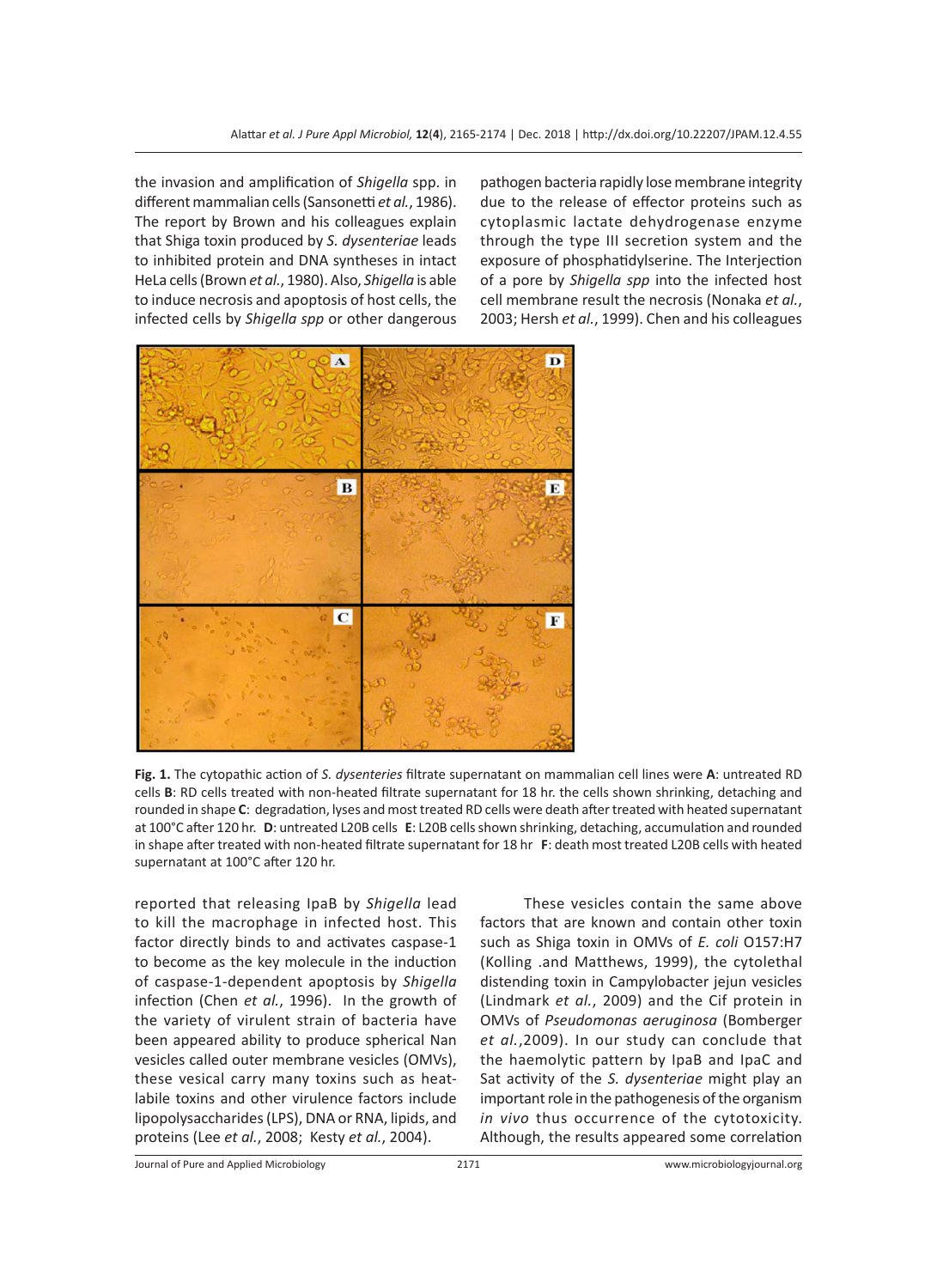the invasion and amplification of *Shigella* spp. in different mammalian cells (Sansonetti *et al.*, 1986). The report by Brown and his colleagues explain that Shiga toxin produced by *S. dysenteriae* leads to inhibited protein and DNA syntheses in intact HeLa cells (Brown *et al.*, 1980). Also, *Shigella* is able to induce necrosis and apoptosis of host cells, the infected cells by *Shigella spp* or other dangerous pathogen bacteria rapidly lose membrane integrity due to the release of effector proteins such as cytoplasmic lactate dehydrogenase enzyme through the type III secretion system and the exposure of phosphatidylserine. The Interjection of a pore by *Shigella spp* into the infected host cell membrane result the necrosis (Nonaka *et al.*, 2003; Hersh *et al.*, 1999). Chen and his colleagues reported that releasing IpaB by *Shigella* lead to kill the macrophage in infected host. This factor directly binds to and activates caspase-1 to become as the key molecule in the induction of caspase-1-dependent apoptosis by *Shigella* infection (Chen *et al.*, 1996). In the growth of the variety of virulent strain of bacteria have been appeared ability to produce spherical Nan vesicles called outer membrane vesicles (OMVs), these vesical carry many toxins such as heat-labile toxins and other virulence factors include lipopolysaccharides (LPS), DNA or RNA, lipids, and proteins (Lee *et al.*, 2008; Kesty *et al.*, 2004).

**Fig. 1.** The cytopathic action of *S. dysenteries* filtrate supernatant on mammalian cell lines were **A**: untreated RD cells **B**: RD cells treated with non-heated filtrate supernatant for 18 hr. the cells shown shrinking, detaching and rounded in shape **C**: degradation, lyses and most treated RD cells were death after treated with heated supernatant at 100°C after 120 hr. **D**: untreated L20B cells **E**: L20B cells shown shrinking, detaching, accumulation and rounded in shape after treated with non-heated filtrate supernatant for 18 hr **F**: death most treated L20B cells with heated supernatant at 100°C after 120 hr.

These vesicles contain the same above factors that are known and contain other toxin such as Shiga toxin in OMVs of *E. coli* O157:H7 (Kolling .and Matthews, 1999), the cytolethal distending toxin in Campylobacter jejun vesicles (Lindmark *et al.*, 2009) and the Cif protein in OMVs of *Pseudomonas aeruginosa* (Bomberger *et al.*,2009). In our study can conclude that the haemolytic pattern by IpaB and IpaC and Sat activity of the *S. dysenteriae* might play an important role in the pathogenesis of the organism *in vivo* thus occurrence of the cytotoxicity. Although, the results appeared some correlation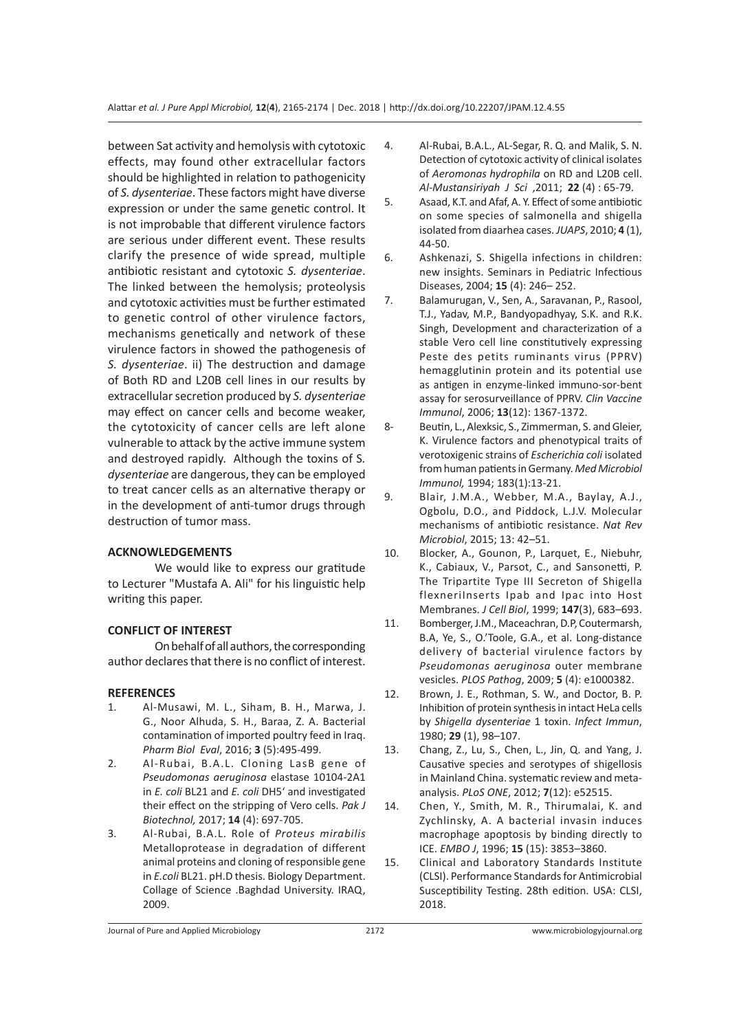between Sat activity and hemolysis with cytotoxic effects, may found other extracellular factors should be highlighted in relation to pathogenicity of *S. dysenteriae*. These factors might have diverse expression or under the same genetic control. It is not improbable that different virulence factors are serious under different event. These results clarify the presence of wide spread, multiple antibiotic resistant and cytotoxic *S. dysenteriae*. The linked between the hemolysis; proteolysis and cytotoxic activities must be further estimated to genetic control of other virulence factors, mechanisms genetically and network of these virulence factors in showed the pathogenesis of *S. dysenteriae*. ii) The destruction and damage of Both RD and L20B cell lines in our results by extracellular secretion produced by *S. dysenteriae* may effect on cancer cells and become weaker, the cytotoxicity of cancer cells are left alone vulnerable to attack by the active immune system and destroyed rapidly. Although the toxins of S. *dysenteriae* are dangerous, they can be employed to treat cancer cells as an alternative therapy or in the development of anti-tumor drugs through destruction of tumor mass.

## ACKNOWLEDGEMENTS

We would like to express our gratitude to Lecturer "Mustafa A. Ali" for his linguistic help writing this paper.

## CONFLICT OF INTEREST

On behalf of all authors, the corresponding author declares that there is no conflict of interest.

## REFERENCES

1. Al-Musawi, M. L., Siham, B. H., Marwa, J. G., Noor Alhuda, S. H., Baraa, Z. A. Bacterial contamination of imported poultry feed in Iraq. *Pharm Biol Eval*, 2016; **3** (5):495-499.
2. Al-Rubai, B.A.L. Cloning LasB gene of *Pseudomonas aeruginosa* elastase 10104-2A1 in *E. coli* BL21 and *E. coli* DH5' and investigated their effect on the stripping of Vero cells. *Pak J Biotechnol,* 2017; **14** (4): 697-705.
3. Al-Rubai, B.A.L. Role of *Proteus mirabilis* Metalloprotease in degradation of different animal proteins and cloning of responsible gene in *E.coli* BL21. pH.D thesis. Biology Department. Collage of Science .Baghdad University. IRAQ, 2009.
4. Al-Rubai, B.A.L., AL-Segar, R. Q. and Malik, S. N. Detection of cytotoxic activity of clinical isolates of *Aeromonas hydrophila* on RD and L20B cell. *Al-Mustansiriyah J Sci* ,2011; **22** (4) : 65-79.
5. Asaad, K.T. and Afaf, A. Y. Effect of some antibiotic on some species of salmonella and shigella isolated from diaarhea cases. *JUAPS*, 2010; **4** (1), 44-50.
6. Ashkenazi, S. Shigella infections in children: new insights. Seminars in Pediatric Infectious Diseases, 2004; **15** (4): 246– 252.
7. Balamurugan, V., Sen, A., Saravanan, P., Rasool, T.J., Yadav, M.P., Bandyopadhyay, S.K. and R.K. Singh, Development and characterization of a stable Vero cell line constitutively expressing Peste des petits ruminants virus (PPRV) hemagglutinin protein and its potential use as antigen in enzyme-linked immuno-sor-bent assay for serosurveillance of PPRV. *Clin Vaccine Immunol*, 2006; **13**(12): 1367-1372.
8. Beutin, L., Alexksic, S., Zimmerman, S. and Gleier, K. Virulence factors and phenotypical traits of verotoxigenic strains of *Escherichia coli* isolated from human patients in Germany. *Med Microbiol Immunol,* 1994; 183(1):13-21.
9. Blair, J.M.A., Webber, M.A., Baylay, A.J., Ogbolu, D.O., and Piddock, L.J.V. Molecular mechanisms of antibiotic resistance. *Nat Rev Microbiol*, 2015; 13: 42–51.
10. Blocker, A., Gounon, P., Larquet, E., Niebuhr, K., Cabiaux, V., Parsot, C., and Sansonetti, P. The Tripartite Type III Secreton of Shigella flexneriInserts Ipab and Ipac into Host Membranes. *J Cell Biol*, 1999; **147**(3), 683–693.
11. Bomberger, J.M., Maceachran, D.P, Coutermarsh, B.A, Ye, S., O.'Toole, G.A., et al. Long-distance delivery of bacterial virulence factors by *Pseudomonas aeruginosa* outer membrane vesicles. *PLOS Pathog*, 2009; **5** (4): e1000382.
12. Brown, J. E., Rothman, S. W., and Doctor, B. P. Inhibition of protein synthesis in intact HeLa cells by *Shigella dysenteriae* 1 toxin. *Infect Immun*, 1980; **29** (1), 98–107.
13. Chang, Z., Lu, S., Chen, L., Jin, Q. and Yang, J. Causative species and serotypes of shigellosis in Mainland China. systematic review and meta-analysis. *PLoS ONE*, 2012; **7**(12): e52515.
14. Chen, Y., Smith, M. R., Thirumalai, K. and Zychlinsky, A. A bacterial invasin induces macrophage apoptosis by binding directly to ICE. *EMBO J*, 1996; **15** (15): 3853–3860.
15. Clinical and Laboratory Standards Institute (CLSI). Performance Standards for Antimicrobial Susceptibility Testing. 28th edition. USA: CLSI, 2018.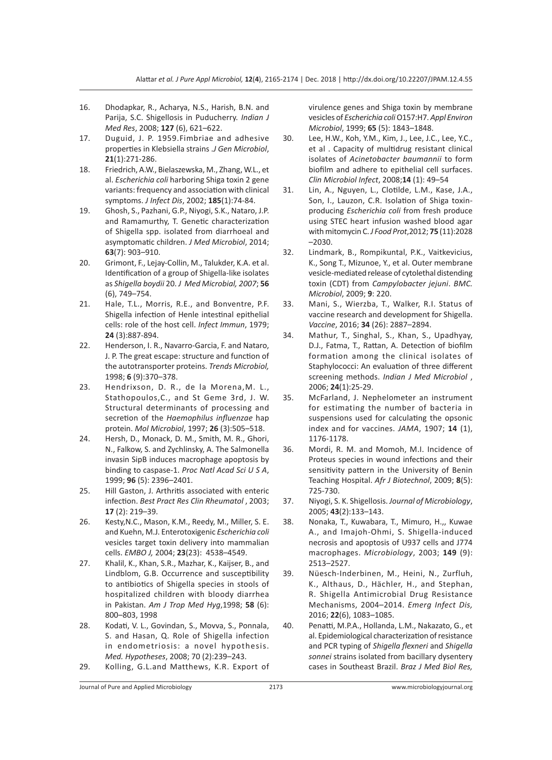16. Dhodapkar, R., Acharya, N.S., Harish, B.N. and Parija, S.C. Shigellosis in Puducherry. *Indian J Med Res*, 2008; **127** (6), 621–622.
17. Duguid, J. P. 1959.Fimbriae and adhesive properties in Klebsiella strains .*J Gen Microbiol*, **21**(1):271-286.
18. Friedrich, A.W., Bielaszewska, M., Zhang, W.L., et al. *Escherichia coli* harboring Shiga toxin 2 gene variants: frequency and association with clinical symptoms. *J Infect Dis*, 2002; **185**(1):74-84.
19. Ghosh, S., Pazhani, G.P., Niyogi, S.K., Nataro, J.P. and Ramamurthy, T. Genetic characterization of Shigella spp. isolated from diarrhoeal and asymptomatic children. *J Med Microbiol*, 2014; **63**(7): 903–910.
20. Grimont, F., Lejay-Collin, M., Talukder, K.A. et al. Identification of a group of Shigella-like isolates as *Shigella boydii* 20. *J Med Microbial, 2007*; **56** (6), 749–754.
21. Hale, T.L., Morris, R.E., and Bonventre, P.F. Shigella infection of Henle intestinal epithelial cells: role of the host cell. *Infect Immun*, 1979; **24** (3):887-894.
22. Henderson, I. R., Navarro-Garcia, F. and Nataro, J. P. The great escape: structure and function of the autotransporter proteins. *Trends Microbiol,* 1998; **6** (9):370–378.
23. Hendrixson, D. R., de la Morena,M. L., Stathopoulos,C., and St Geme 3rd, J. W. Structural determinants of processing and secretion of the *Haemophilus influenzae* hap protein. *Mol Microbiol*, 1997; **26** (3):505–518.
24. Hersh, D., Monack, D. M., Smith, M. R., Ghori, N., Falkow, S. and Zychlinsky, A. The Salmonella invasin SipB induces macrophage apoptosis by binding to caspase-1. *Proc Natl Acad Sci U S A*, 1999; **96** (5): 2396–2401.
25. Hill Gaston, J. Arthritis associated with enteric infection. *Best Pract Res Clin Rheumatol* , 2003; **17** (2): 219–39.
26. Kesty,N.C., Mason, K.M., Reedy, M., Miller, S. E. and Kuehn, M.J. Enterotoxigenic *Escherichia coli* vesicles target toxin delivery into mammalian cells. *EMBO J,* 2004; **23**(23): 4538–4549.
27. Khalil, K., Khan, S.R., Mazhar, K., Kaijser, B., and Lindblom, G.B. Occurrence and susceptibility to antibiotics of Shigella species in stools of hospitalized children with bloody diarrhea in Pakistan. *Am J Trop Med Hyg*,1998; **58** (6): 800–803, 1998
28. Kodati, V. L., Govindan, S., Movva, S., Ponnala, S. and Hasan, Q. Role of Shigella infection in endometriosis: a novel hypothesis. *Med. Hypotheses*, 2008; 70 (2):239–243.
29. Kolling, G.L.and Matthews, K.R. Export of virulence genes and Shiga toxin by membrane vesicles of *Escherichia coli* O157:H7. *Appl Environ Microbiol*, 1999; **65** (5): 1843–1848.
30. Lee, H.W., Koh, Y.M., Kim, J., Lee, J.C., Lee, Y.C., et al . Capacity of multidrug resistant clinical isolates of *Acinetobacter baumannii* to form biofilm and adhere to epithelial cell surfaces. *Clin Microbiol Infect*, 2008;**14** (1): 49–54
31. Lin, A., Nguyen, L., Clotilde, L.M., Kase, J.A., Son, I., Lauzon, C.R. Isolation of Shiga toxin-producing *Escherichia coli* from fresh produce using STEC heart infusion washed blood agar with mitomycin C. *J Food Prot*,2012; **75** (11):2028 –2030.
32. Lindmark, B., Rompikuntal, P.K., Vaitkevicius, K., Song T., Mizunoe, Y., et al. Outer membrane vesicle-mediated release of cytolethal distending toxin (CDT) from *Campylobacter jejuni*. *BMC. Microbiol*, 2009; **9**: 220.
33. Mani, S., Wierzba, T., Walker, R.I. Status of vaccine research and development for Shigella. *Vaccine*, 2016; **34** (26): 2887–2894.
34. Mathur, T., Singhal, S., Khan, S., Upadhyay, D.J., Fatma, T., Rattan, A. Detection of biofilm formation among the clinical isolates of Staphylococci: An evaluation of three different screening methods. *Indian J Med Microbiol* , 2006; **24**(1):25-29.
35. McFarland, J. Nephelometer an instrument for estimating the number of bacteria in suspensions used for calculating the opsonic index and for vaccines. *JAMA*, 1907; **14** (1), 1176-1178.
36. Mordi, R. M. and Momoh, M.I. Incidence of Proteus species in wound infections and their sensitivity pattern in the University of Benin Teaching Hospital. *Afr J Biotechnol*, 2009; **8**(5): 725-730.
37. Niyogi, S. K. Shigellosis. *Journal of Microbiology*, 2005; **43**(2):133–143.
38. Nonaka, T., Kuwabara, T., Mimuro, H.,, Kuwae A., and Imajoh-Ohmi, S. Shigella-induced necrosis and apoptosis of U937 cells and J774 macrophages. *Microbiology*, 2003; **149** (9): 2513–2527.
39. Nüesch-Inderbinen, M., Heini, N., Zurfluh, K., Althaus, D., Hächler, H., and Stephan, R. Shigella Antimicrobial Drug Resistance Mechanisms, 2004–2014. *Emerg Infect Dis,* 2016; **22**(6), 1083–1085.
40. Penatti, M.P.A., Hollanda, L.M., Nakazato, G., et al. Epidemiological characterization of resistance and PCR typing of *Shigella flexneri* and *Shigella sonnei* strains isolated from bacillary dysentery cases in Southeast Brazil. *Braz J Med Biol Res,*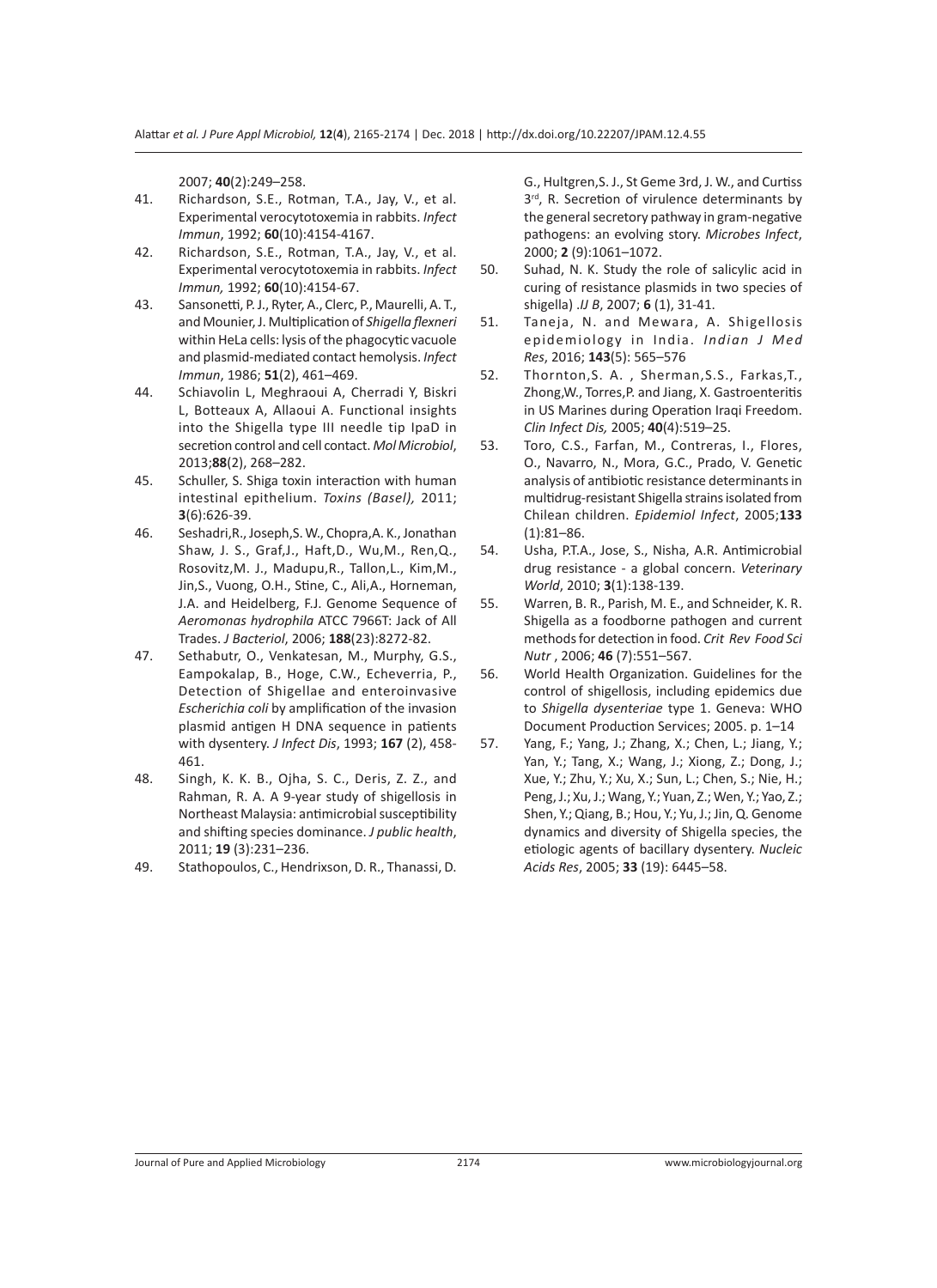2007; **40**(2):249–258.

41. Richardson, S.E., Rotman, T.A., Jay, V., et al. Experimental verocytotoxemia in rabbits. *Infect Immun*, 1992; **60**(10):4154-4167.
42. Richardson, S.E., Rotman, T.A., Jay, V., et al. Experimental verocytotoxemia in rabbits. *Infect Immun,* 1992; **60**(10):4154-67.
43. Sansonetti, P. J., Ryter, A., Clerc, P., Maurelli, A. T., and Mounier, J. Multiplication of *Shigella flexneri* within HeLa cells: lysis of the phagocytic vacuole and plasmid-mediated contact hemolysis. *Infect Immun*, 1986; **51**(2), 461–469.
44. Schiavolin L, Meghraoui A, Cherradi Y, Biskri L, Botteaux A, Allaoui A. Functional insights into the Shigella type III needle tip IpaD in secretion control and cell contact. *Mol Microbiol*, 2013;**88**(2), 268–282.
45. Schuller, S. Shiga toxin interaction with human intestinal epithelium. *Toxins (Basel),* 2011; **3**(6):626-39.
46. Seshadri,R., Joseph,S. W., Chopra,A. K., Jonathan Shaw, J. S., Graf,J., Haft,D., Wu,M., Ren,Q., Rosovitz,M. J., Madupu,R., Tallon,L., Kim,M., Jin,S., Vuong, O.H., Stine, C., Ali,A., Horneman, J.A. and Heidelberg, F.J. Genome Sequence of *Aeromonas hydrophila* ATCC 7966T: Jack of All Trades. *J Bacteriol*, 2006; **188**(23):8272-82.
47. Sethabutr, O., Venkatesan, M., Murphy, G.S., Eampokalap, B., Hoge, C.W., Echeverria, P., Detection of Shigellae and enteroinvasive *Escherichia coli* by amplification of the invasion plasmid antigen H DNA sequence in patients with dysentery. *J Infect Dis*, 1993; **167** (2), 458-461.
48. Singh, K. K. B., Ojha, S. C., Deris, Z. Z., and Rahman, R. A. A 9-year study of shigellosis in Northeast Malaysia: antimicrobial susceptibility and shifting species dominance. *J public health*, 2011; **19** (3):231–236.
49. Stathopoulos, C., Hendrixson, D. R., Thanassi, D. G., Hultgren,S. J., St Geme 3rd, J. W., and Curtiss 3rd, R. Secretion of virulence determinants by the general secretory pathway in gram-negative pathogens: an evolving story. *Microbes Infect*, 2000; **2** (9):1061–1072.
50. Suhad, N. K. Study the role of salicylic acid in curing of resistance plasmids in two species of shigella) *.IJ B*, 2007; **6** (1), 31-41.
51. Taneja, N. and Mewara, A. Shigellosis epidemiology in India. *Indian J Med Res*, 2016; **143**(5): 565–576
52. Thornton,S. A. , Sherman,S.S., Farkas,T., Zhong,W., Torres,P. and Jiang, X. Gastroenteritis in US Marines during Operation Iraqi Freedom. *Clin Infect Dis,* 2005; **40**(4):519–25.
53. Toro, C.S., Farfan, M., Contreras, I., Flores, O., Navarro, N., Mora, G.C., Prado, V. Genetic analysis of antibiotic resistance determinants in multidrug-resistant Shigella strains isolated from Chilean children. *Epidemiol Infect*, 2005;**133** (1):81–86.
54. Usha, P.T.A., Jose, S., Nisha, A.R. Antimicrobial drug resistance - a global concern. *Veterinary World*, 2010; **3**(1):138-139.
55. Warren, B. R., Parish, M. E., and Schneider, K. R. Shigella as a foodborne pathogen and current methods for detection in food. *Crit Rev Food Sci Nutr* , 2006; **46** (7):551–567.
56. World Health Organization. Guidelines for the control of shigellosis, including epidemics due to *Shigella dysenteriae* type 1. Geneva: WHO Document Production Services; 2005. p. 1–14
57. Yang, F.; Yang, J.; Zhang, X.; Chen, L.; Jiang, Y.; Yan, Y.; Tang, X.; Wang, J.; Xiong, Z.; Dong, J.; Xue, Y.; Zhu, Y.; Xu, X.; Sun, L.; Chen, S.; Nie, H.; Peng, J.; Xu, J.; Wang, Y.; Yuan, Z.; Wen, Y.; Yao, Z.; Shen, Y.; Qiang, B.; Hou, Y.; Yu, J.; Jin, Q. Genome dynamics and diversity of Shigella species, the etiologic agents of bacillary dysentery. *Nucleic Acids Res*, 2005; **33** (19): 6445–58.